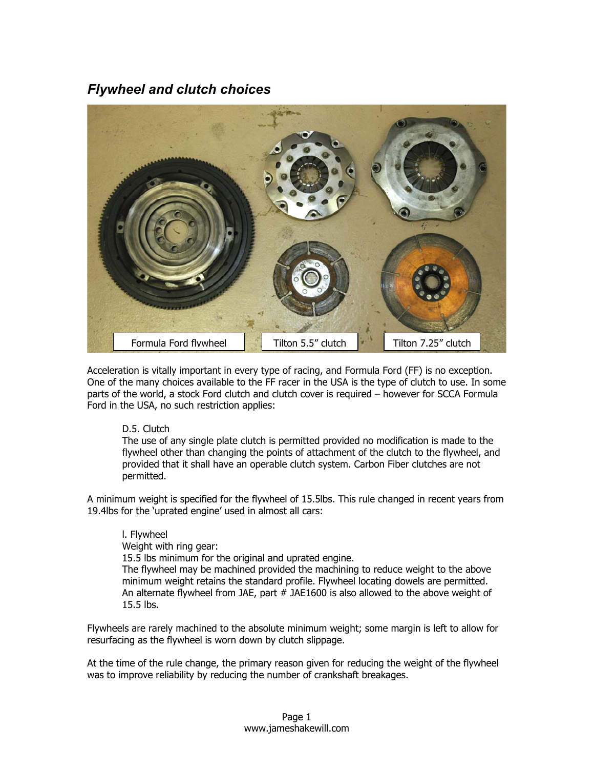## *Flywheel and clutch choices*

Formula Ford flywheel | Tilton 5.5" clutch | Tilton 7.25" clutch

Acceleration is vitally important in every type of racing, and Formula Ford (FF) is no exception. One of the many choices available to the FF racer in the USA is the type of clutch to use. In some parts of the world, a stock Ford clutch and clutch cover is required – however for SCCA Formula Ford in the USA, no such restriction applies:

> D.5. Clutch
> The use of any single plate clutch is permitted provided no modification is made to the flywheel other than changing the points of attachment of the clutch to the flywheel, and provided that it shall have an operable clutch system. Carbon Fiber clutches are not permitted.

A minimum weight is specified for the flywheel of 15.5lbs. This rule changed in recent years from 19.4lbs for the 'uprated engine' used in almost all cars:

> l. Flywheel
> Weight with ring gear:
> 15.5 lbs minimum for the original and uprated engine.
> The flywheel may be machined provided the machining to reduce weight to the above minimum weight retains the standard profile. Flywheel locating dowels are permitted. An alternate flywheel from JAE, part # JAE1600 is also allowed to the above weight of 15.5 lbs.

Flywheels are rarely machined to the absolute minimum weight; some margin is left to allow for resurfacing as the flywheel is worn down by clutch slippage.

At the time of the rule change, the primary reason given for reducing the weight of the flywheel was to improve reliability by reducing the number of crankshaft breakages.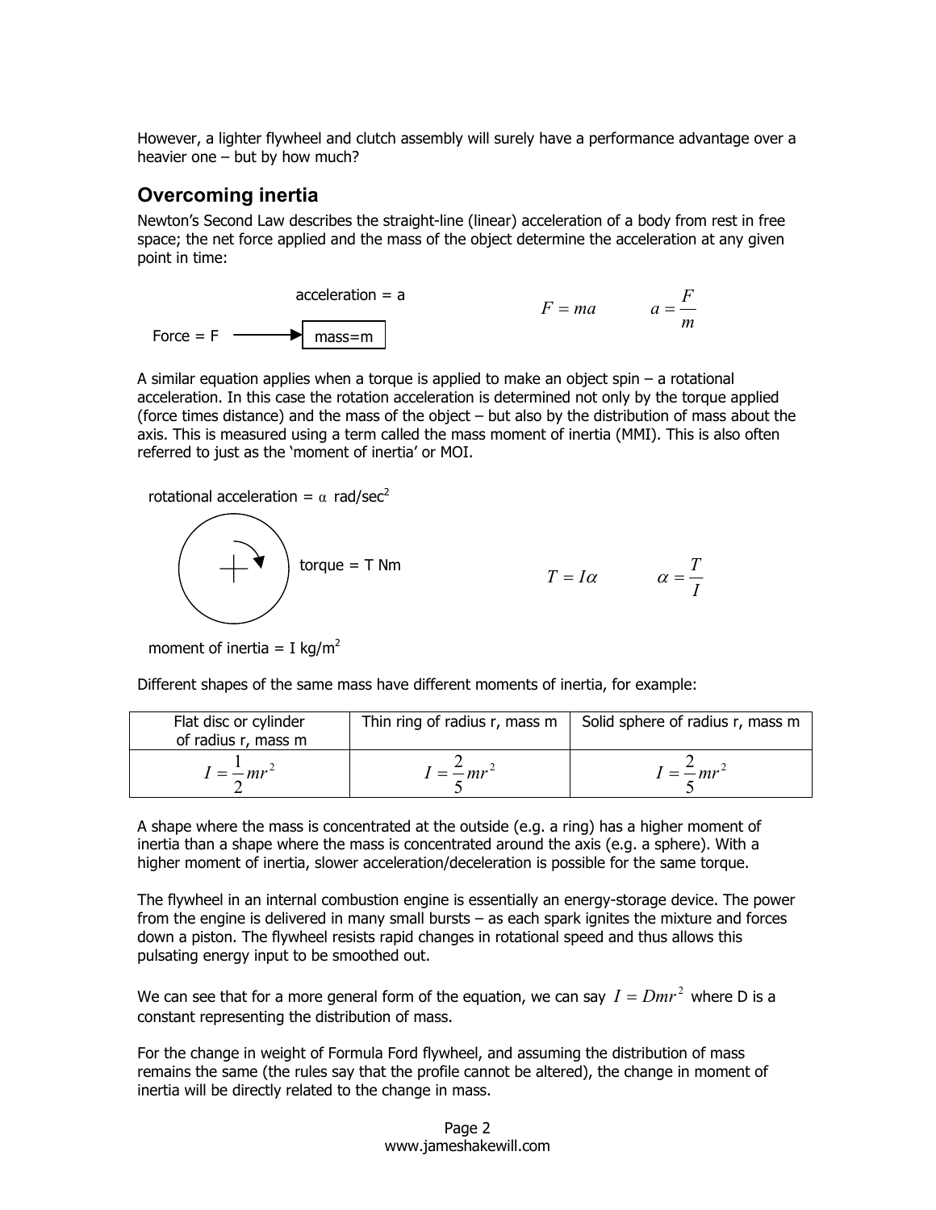However, a lighter flywheel and clutch assembly will surely have a performance advantage over a heavier one – but by how much?

## Overcoming inertia

Newton's Second Law describes the straight-line (linear) acceleration of a body from rest in free space; the net force applied and the mass of the object determine the acceleration at any given point in time:

acceleration = a

Force = F ⟶ mass=m

$$F = ma \qquad a = \frac{F}{m}$$

A similar equation applies when a torque is applied to make an object spin – a rotational acceleration. In this case the rotation acceleration is determined not only by the torque applied (force times distance) and the mass of the object – but also by the distribution of mass about the axis. This is measured using a term called the mass moment of inertia (MMI). This is also often referred to just as the 'moment of inertia' or MOI.

rotational acceleration = $\alpha$ rad/sec$^2$

torque = T Nm

$$T = I\alpha \qquad \alpha = \frac{T}{I}$$

moment of inertia = I kg/m$^2$

Different shapes of the same mass have different moments of inertia, for example:

| Flat disc or cylinder of radius r, mass m | Thin ring of radius r, mass m | Solid sphere of radius r, mass m |
|---|---|---|
| $I = \frac{1}{2}mr^2$ | $I = \frac{2}{5}mr^2$ | $I = \frac{2}{5}mr^2$ |

A shape where the mass is concentrated at the outside (e.g. a ring) has a higher moment of inertia than a shape where the mass is concentrated around the axis (e.g. a sphere). With a higher moment of inertia, slower acceleration/deceleration is possible for the same torque.

The flywheel in an internal combustion engine is essentially an energy-storage device. The power from the engine is delivered in many small bursts – as each spark ignites the mixture and forces down a piston. The flywheel resists rapid changes in rotational speed and thus allows this pulsating energy input to be smoothed out.

We can see that for a more general form of the equation, we can say $I = Dmr^2$ where D is a constant representing the distribution of mass.

For the change in weight of Formula Ford flywheel, and assuming the distribution of mass remains the same (the rules say that the profile cannot be altered), the change in moment of inertia will be directly related to the change in mass.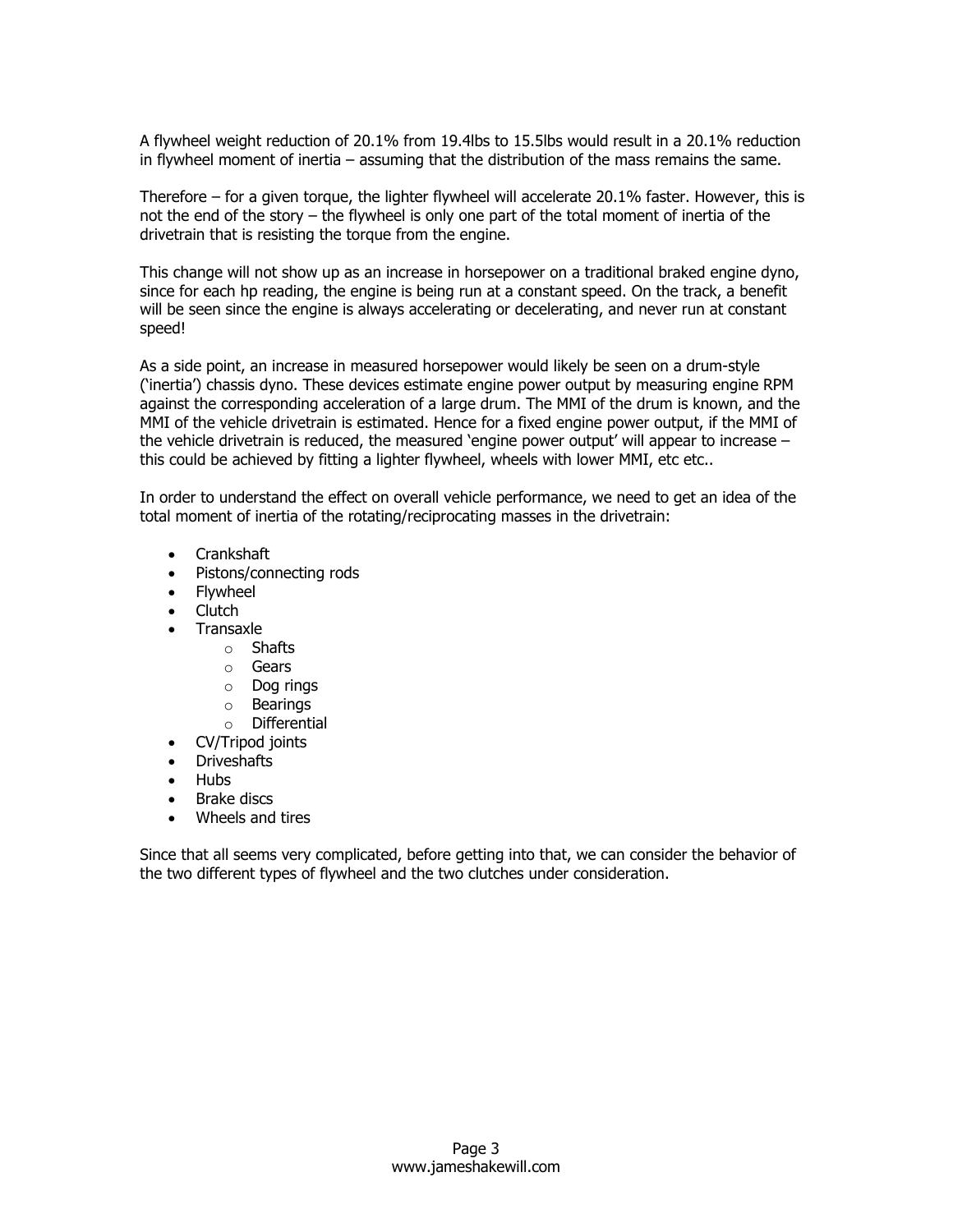A flywheel weight reduction of 20.1% from 19.4lbs to 15.5lbs would result in a 20.1% reduction in flywheel moment of inertia – assuming that the distribution of the mass remains the same.

Therefore – for a given torque, the lighter flywheel will accelerate 20.1% faster. However, this is not the end of the story – the flywheel is only one part of the total moment of inertia of the drivetrain that is resisting the torque from the engine.

This change will not show up as an increase in horsepower on a traditional braked engine dyno, since for each hp reading, the engine is being run at a constant speed. On the track, a benefit will be seen since the engine is always accelerating or decelerating, and never run at constant speed!

As a side point, an increase in measured horsepower would likely be seen on a drum-style ('inertia') chassis dyno. These devices estimate engine power output by measuring engine RPM against the corresponding acceleration of a large drum. The MMI of the drum is known, and the MMI of the vehicle drivetrain is estimated. Hence for a fixed engine power output, if the MMI of the vehicle drivetrain is reduced, the measured 'engine power output' will appear to increase – this could be achieved by fitting a lighter flywheel, wheels with lower MMI, etc etc..

In order to understand the effect on overall vehicle performance, we need to get an idea of the total moment of inertia of the rotating/reciprocating masses in the drivetrain:

- Crankshaft
- Pistons/connecting rods
- Flywheel
- Clutch
- Transaxle
  - Shafts
  - Gears
  - Dog rings
  - Bearings
  - Differential
- CV/Tripod joints
- Driveshafts
- Hubs
- Brake discs
- Wheels and tires

Since that all seems very complicated, before getting into that, we can consider the behavior of the two different types of flywheel and the two clutches under consideration.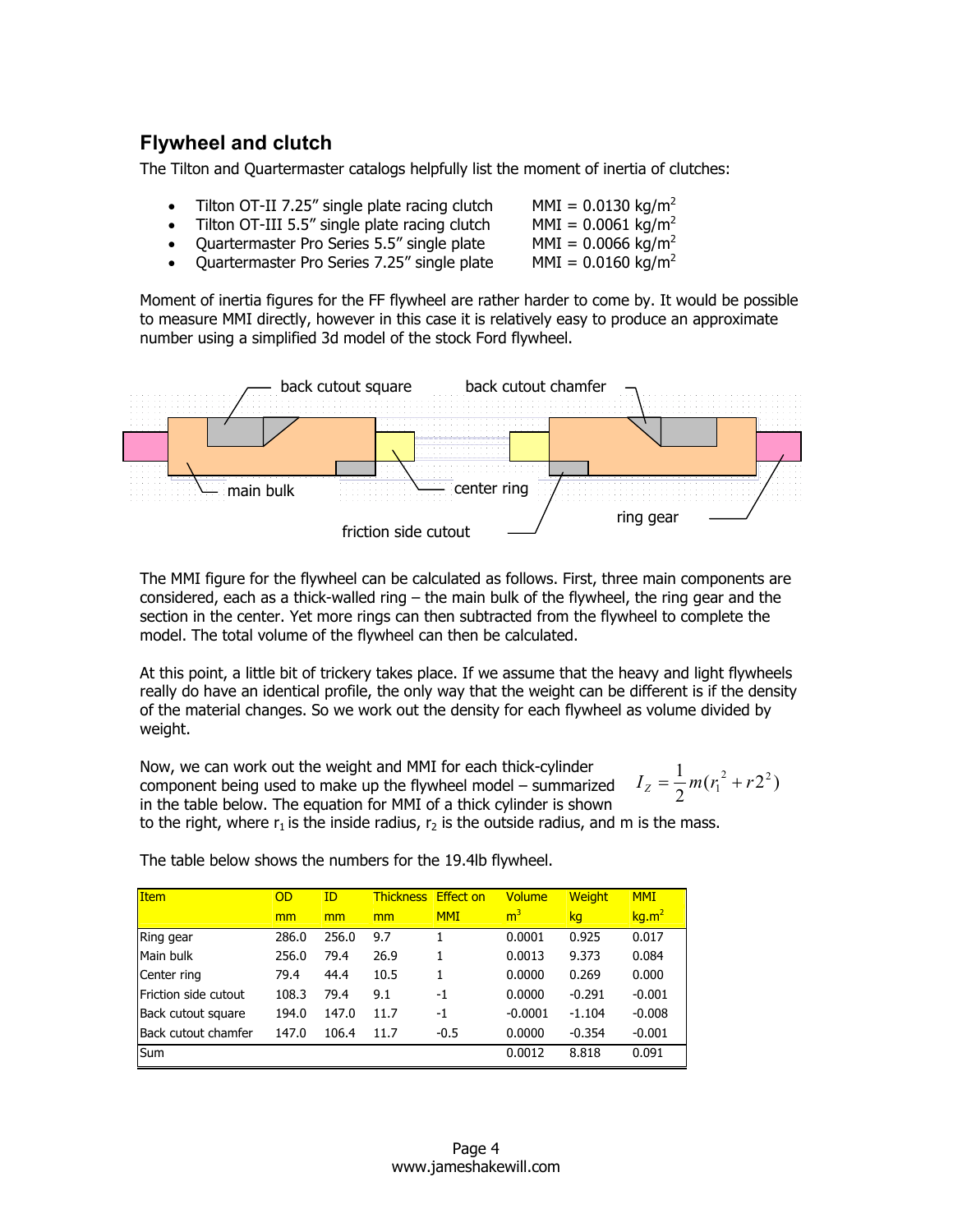## Flywheel and clutch

The Tilton and Quartermaster catalogs helpfully list the moment of inertia of clutches:

- Tilton OT-II 7.25" single plate racing clutch MMI = 0.0130 kg/m$^2$
- Tilton OT-III 5.5" single plate racing clutch MMI = 0.0061 kg/m$^2$
- Quartermaster Pro Series 5.5" single plate MMI = 0.0066 kg/m$^2$
- Quartermaster Pro Series 7.25" single plate MMI = 0.0160 kg/m$^2$

Moment of inertia figures for the FF flywheel are rather harder to come by. It would be possible to measure MMI directly, however in this case it is relatively easy to produce an approximate number using a simplified 3d model of the stock Ford flywheel.

back cutout square, back cutout chamfer, main bulk, center ring, ring gear, friction side cutout

The MMI figure for the flywheel can be calculated as follows. First, three main components are considered, each as a thick-walled ring – the main bulk of the flywheel, the ring gear and the section in the center. Yet more rings can then subtracted from the flywheel to complete the model. The total volume of the flywheel can then be calculated.

At this point, a little bit of trickery takes place. If we assume that the heavy and light flywheels really do have an identical profile, the only way that the weight can be different is if the density of the material changes. So we work out the density for each flywheel as volume divided by weight.

Now, we can work out the weight and MMI for each thick-cylinder component being used to make up the flywheel model – summarized in the table below. The equation for MMI of a thick cylinder is shown to the right, where $r_1$ is the inside radius, $r_2$ is the outside radius, and m is the mass.

$$I_Z = \frac{1}{2}m(r_1^2 + r2^2)$$

The table below shows the numbers for the 19.4lb flywheel.

| Item | OD | ID | Thickness | Effect on | Volume | Weight | MMI |
|---|---|---|---|---|---|---|---|
| | mm | mm | mm | MMI | m$^3$ | kg | kg.m$^2$ |
| Ring gear | 286.0 | 256.0 | 9.7 | 1 | 0.0001 | 0.925 | 0.017 |
| Main bulk | 256.0 | 79.4 | 26.9 | 1 | 0.0013 | 9.373 | 0.084 |
| Center ring | 79.4 | 44.4 | 10.5 | 1 | 0.0000 | 0.269 | 0.000 |
| Friction side cutout | 108.3 | 79.4 | 9.1 | -1 | 0.0000 | -0.291 | -0.001 |
| Back cutout square | 194.0 | 147.0 | 11.7 | -1 | -0.0001 | -1.104 | -0.008 |
| Back cutout chamfer | 147.0 | 106.4 | 11.7 | -0.5 | 0.0000 | -0.354 | -0.001 |
| Sum | | | | | 0.0012 | 8.818 | 0.091 |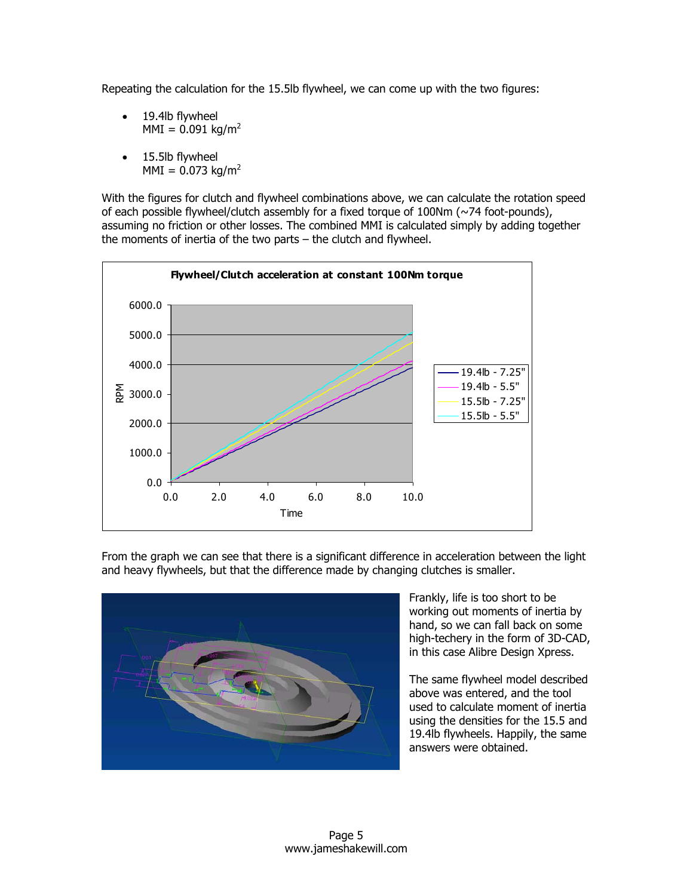Repeating the calculation for the 15.5lb flywheel, we can come up with the two figures:

- 19.4lb flywheel
  MMI = 0.091 $kg/m^2$

- 15.5lb flywheel
  MMI = 0.073 $kg/m^2$

With the figures for clutch and flywheel combinations above, we can calculate the rotation speed of each possible flywheel/clutch assembly for a fixed torque of 100Nm (~74 foot-pounds), assuming no friction or other losses. The combined MMI is calculated simply by adding together the moments of inertia of the two parts – the clutch and flywheel.

From the graph we can see that there is a significant difference in acceleration between the light and heavy flywheels, but that the difference made by changing clutches is smaller.

Frankly, life is too short to be working out moments of inertia by hand, so we can fall back on some high-techery in the form of 3D-CAD, in this case Alibre Design Xpress.

The same flywheel model described above was entered, and the tool used to calculate moment of inertia using the densities for the 15.5 and 19.4lb flywheels. Happily, the same answers were obtained.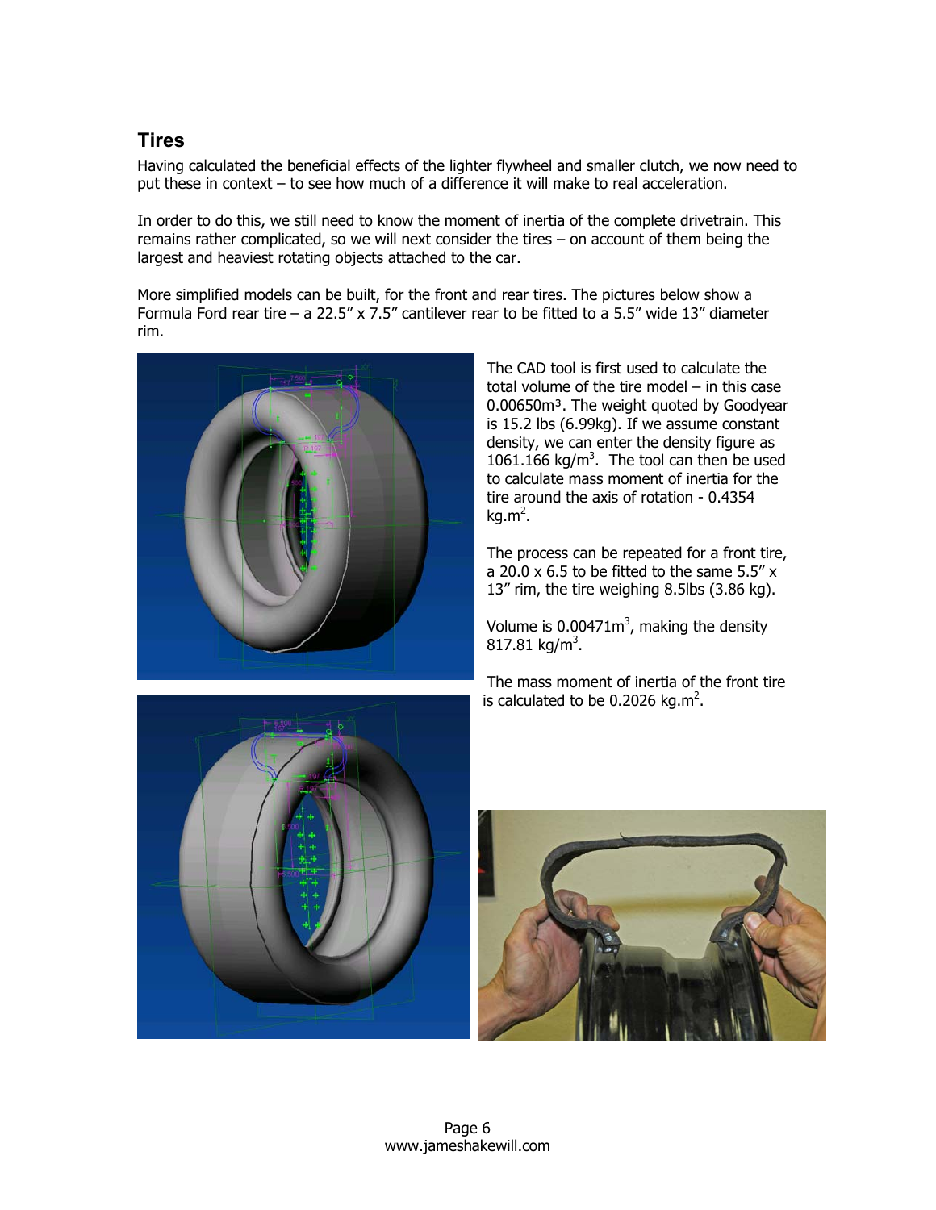## Tires

Having calculated the beneficial effects of the lighter flywheel and smaller clutch, we now need to put these in context – to see how much of a difference it will make to real acceleration.

In order to do this, we still need to know the moment of inertia of the complete drivetrain. This remains rather complicated, so we will next consider the tires – on account of them being the largest and heaviest rotating objects attached to the car.

More simplified models can be built, for the front and rear tires. The pictures below show a Formula Ford rear tire – a 22.5" x 7.5" cantilever rear to be fitted to a 5.5" wide 13" diameter rim.

The CAD tool is first used to calculate the total volume of the tire model – in this case $0.00650m^3$. The weight quoted by Goodyear is 15.2 lbs (6.99kg). If we assume constant density, we can enter the density figure as $1061.166\ kg/m^3$. The tool can then be used to calculate mass moment of inertia for the tire around the axis of rotation - $0.4354\ kg.m^2$.

The process can be repeated for a front tire, a 20.0 x 6.5 to be fitted to the same 5.5" x 13" rim, the tire weighing 8.5lbs (3.86 kg).

Volume is $0.00471m^3$, making the density $817.81\ kg/m^3$.

The mass moment of inertia of the front tire is calculated to be $0.2026\ kg.m^2$.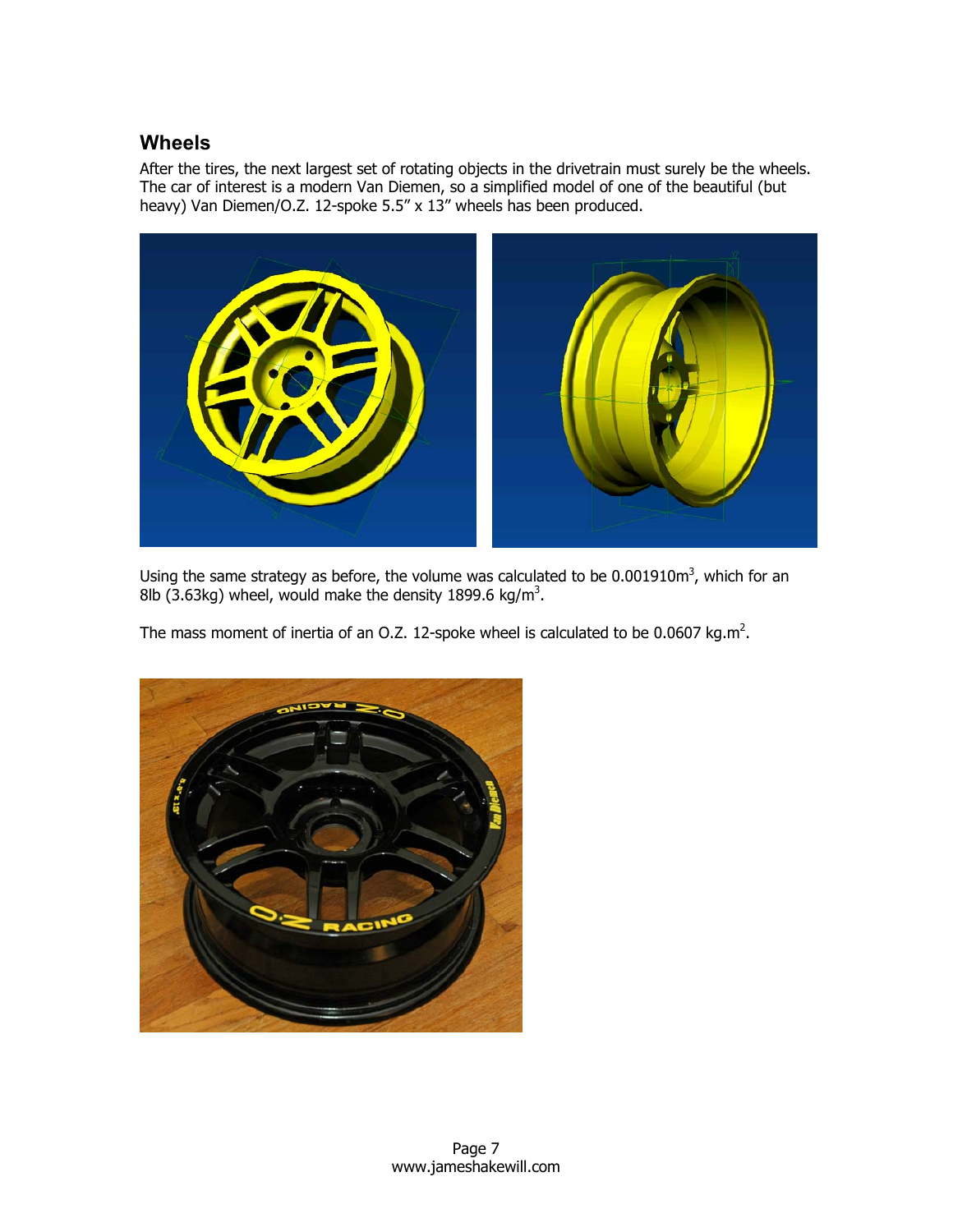## Wheels

After the tires, the next largest set of rotating objects in the drivetrain must surely be the wheels. The car of interest is a modern Van Diemen, so a simplified model of one of the beautiful (but heavy) Van Diemen/O.Z. 12-spoke 5.5" x 13" wheels has been produced.

Using the same strategy as before, the volume was calculated to be $0.001910 m^3$, which for an 8lb (3.63kg) wheel, would make the density $1899.6 kg/m^3$.

The mass moment of inertia of an O.Z. 12-spoke wheel is calculated to be $0.0607 kg.m^2$.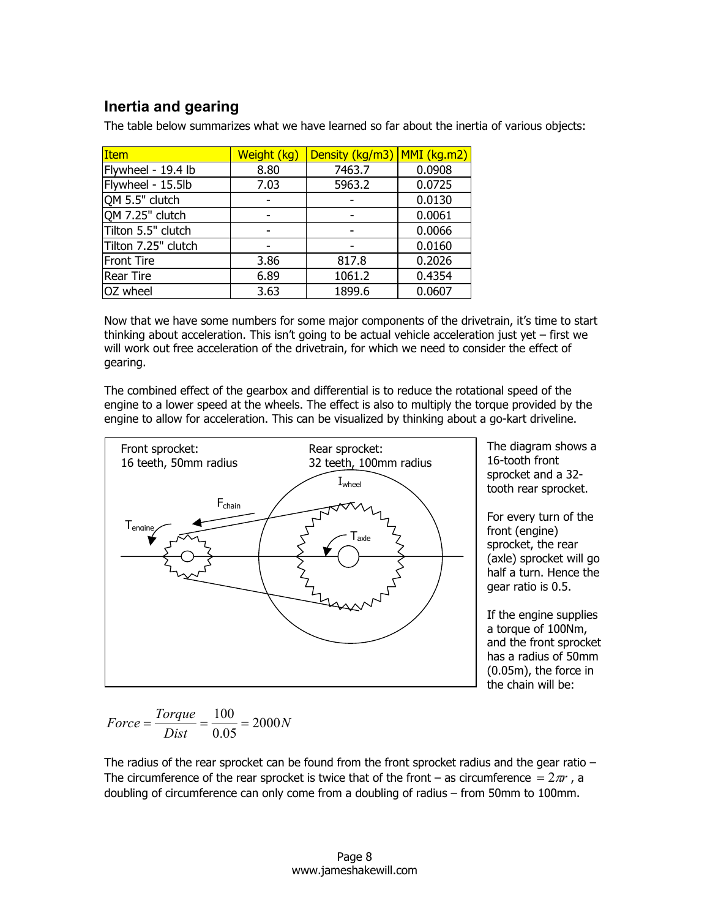## Inertia and gearing

The table below summarizes what we have learned so far about the inertia of various objects:

| Item | Weight (kg) | Density (kg/m3) | MMI (kg.m2) |
|---|---|---|---|
| Flywheel - 19.4 lb | 8.80 | 7463.7 | 0.0908 |
| Flywheel - 15.5lb | 7.03 | 5963.2 | 0.0725 |
| QM 5.5" clutch | - | - | 0.0130 |
| QM 7.25" clutch | - | - | 0.0061 |
| Tilton 5.5" clutch | - | - | 0.0066 |
| Tilton 7.25" clutch | - | - | 0.0160 |
| Front Tire | 3.86 | 817.8 | 0.2026 |
| Rear Tire | 6.89 | 1061.2 | 0.4354 |
| OZ wheel | 3.63 | 1899.6 | 0.0607 |

Now that we have some numbers for some major components of the drivetrain, it's time to start thinking about acceleration. This isn't going to be actual vehicle acceleration just yet – first we will work out free acceleration of the drivetrain, for which we need to consider the effect of gearing.

The combined effect of the gearbox and differential is to reduce the rotational speed of the engine to a lower speed at the wheels. The effect is also to multiply the torque provided by the engine to allow for acceleration. This can be visualized by thinking about a go-kart driveline.

Front sprocket: 16 teeth, 50mm radius

Rear sprocket: 32 teeth, 100mm radius

$I_{wheel}$, $F_{chain}$, $T_{engine}$, $T_{axle}$

The diagram shows a 16-tooth front sprocket and a 32-tooth rear sprocket.

For every turn of the front (engine) sprocket, the rear (axle) sprocket will go half a turn. Hence the gear ratio is 0.5.

If the engine supplies a torque of 100Nm, and the front sprocket has a radius of 50mm (0.05m), the force in the chain will be:

$$Force = \frac{Torque}{Dist} = \frac{100}{0.05} = 2000N$$

The radius of the rear sprocket can be found from the front sprocket radius and the gear ratio – The circumference of the rear sprocket is twice that of the front – as circumference $= 2\pi r$, a doubling of circumference can only come from a doubling of radius – from 50mm to 100mm.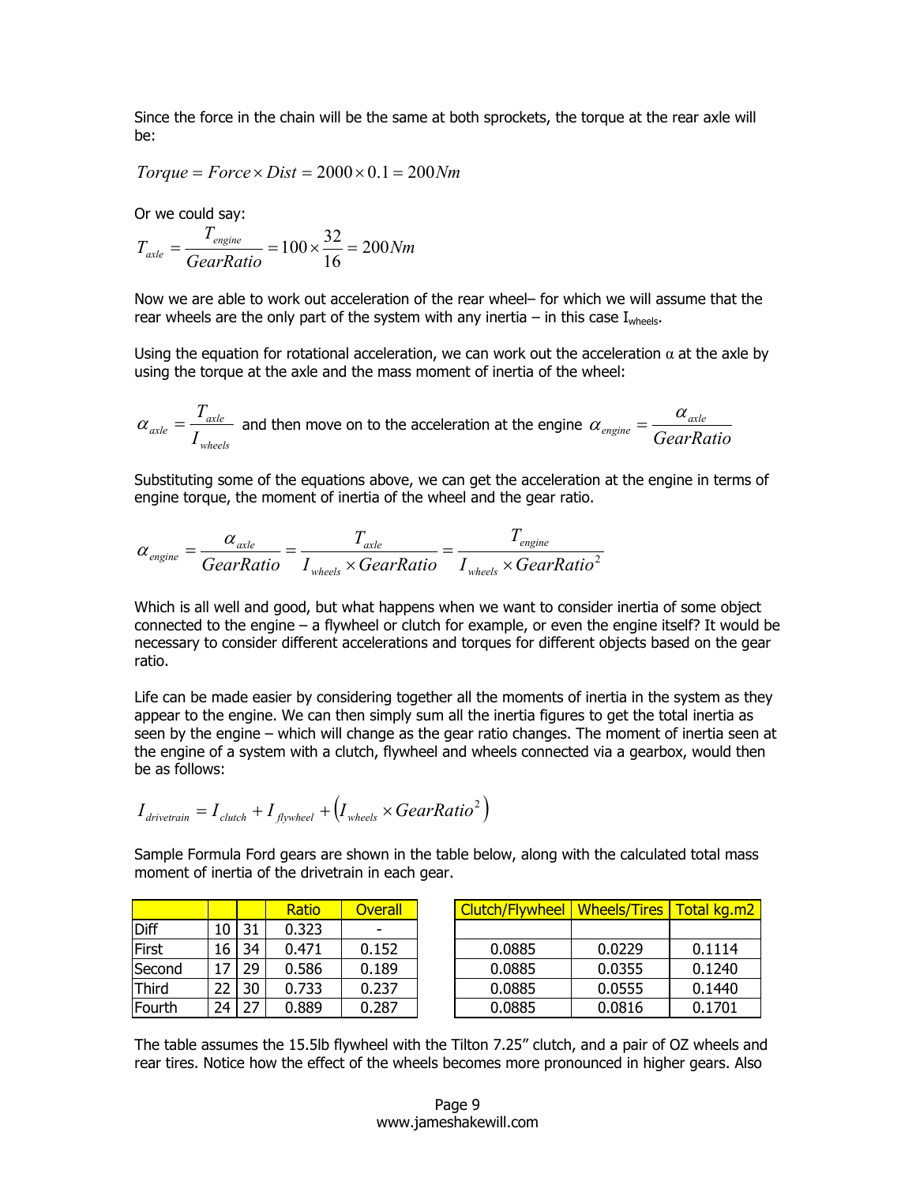Since the force in the chain will be the same at both sprockets, the torque at the rear axle will be:

$$Torque = Force \times Dist = 2000 \times 0.1 = 200Nm$$

Or we could say:

$$T_{axle} = \frac{T_{engine}}{GearRatio} = 100 \times \frac{32}{16} = 200Nm$$

Now we are able to work out acceleration of the rear wheel– for which we will assume that the rear wheels are the only part of the system with any inertia – in this case $I_{wheels}$.

Using the equation for rotational acceleration, we can work out the acceleration α at the axle by using the torque at the axle and the mass moment of inertia of the wheel:

$\alpha_{axle} = \frac{T_{axle}}{I_{wheels}}$ and then move on to the acceleration at the engine $\alpha_{engine} = \frac{\alpha_{axle}}{GearRatio}$

Substituting some of the equations above, we can get the acceleration at the engine in terms of engine torque, the moment of inertia of the wheel and the gear ratio.

$$\alpha_{engine} = \frac{\alpha_{axle}}{GearRatio} = \frac{T_{axle}}{I_{wheels} \times GearRatio} = \frac{T_{engine}}{I_{wheels} \times GearRatio^2}$$

Which is all well and good, but what happens when we want to consider inertia of some object connected to the engine – a flywheel or clutch for example, or even the engine itself? It would be necessary to consider different accelerations and torques for different objects based on the gear ratio.

Life can be made easier by considering together all the moments of inertia in the system as they appear to the engine. We can then simply sum all the inertia figures to get the total inertia as seen by the engine – which will change as the gear ratio changes. The moment of inertia seen at the engine of a system with a clutch, flywheel and wheels connected via a gearbox, would then be as follows:

$$I_{drivetrain} = I_{clutch} + I_{flywheel} + \left(I_{wheels} \times GearRatio^2\right)$$

Sample Formula Ford gears are shown in the table below, along with the calculated total mass moment of inertia of the drivetrain in each gear.

| | | | Ratio | Overall |
|---|---|---|---|---|
| Diff | 10 | 31 | 0.323 | - |
| First | 16 | 34 | 0.471 | 0.152 |
| Second | 17 | 29 | 0.586 | 0.189 |
| Third | 22 | 30 | 0.733 | 0.237 |
| Fourth | 24 | 27 | 0.889 | 0.287 |

| Clutch/Flywheel | Wheels/Tires | Total kg.m2 |
|---|---|---|
| | | |
| 0.0885 | 0.0229 | 0.1114 |
| 0.0885 | 0.0355 | 0.1240 |
| 0.0885 | 0.0555 | 0.1440 |
| 0.0885 | 0.0816 | 0.1701 |

The table assumes the 15.5lb flywheel with the Tilton 7.25" clutch, and a pair of OZ wheels and rear tires. Notice how the effect of the wheels becomes more pronounced in higher gears. Also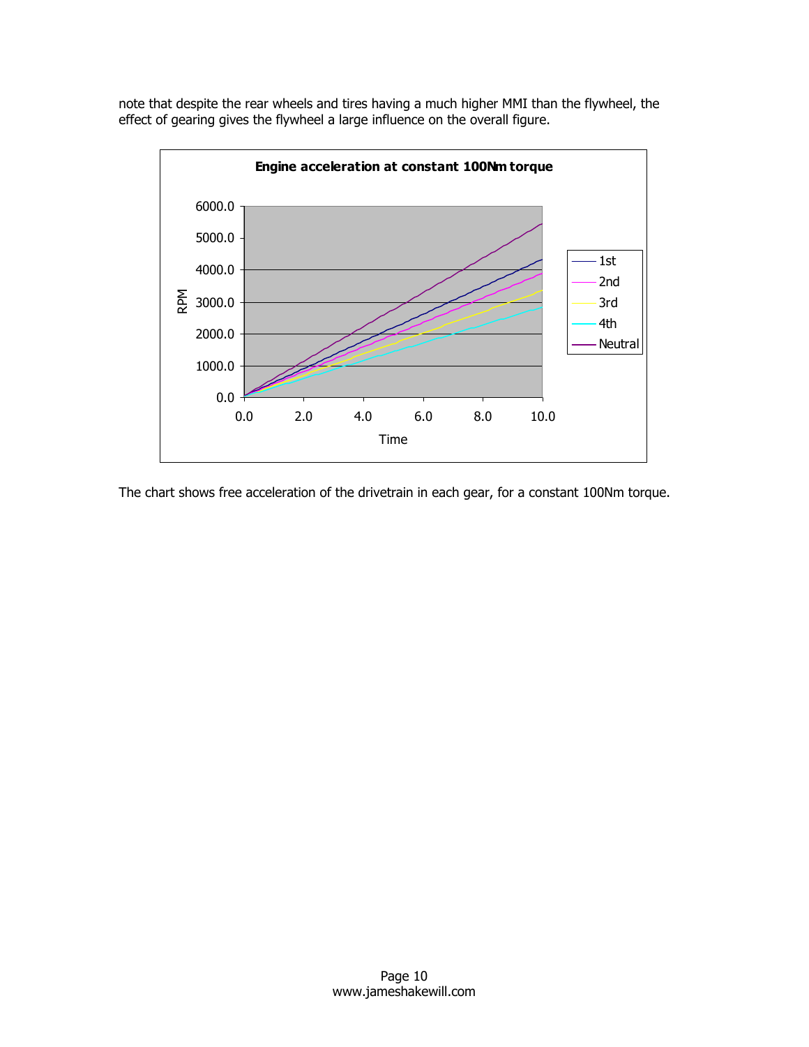note that despite the rear wheels and tires having a much higher MMI than the flywheel, the effect of gearing gives the flywheel a large influence on the overall figure.

The chart shows free acceleration of the drivetrain in each gear, for a constant 100Nm torque.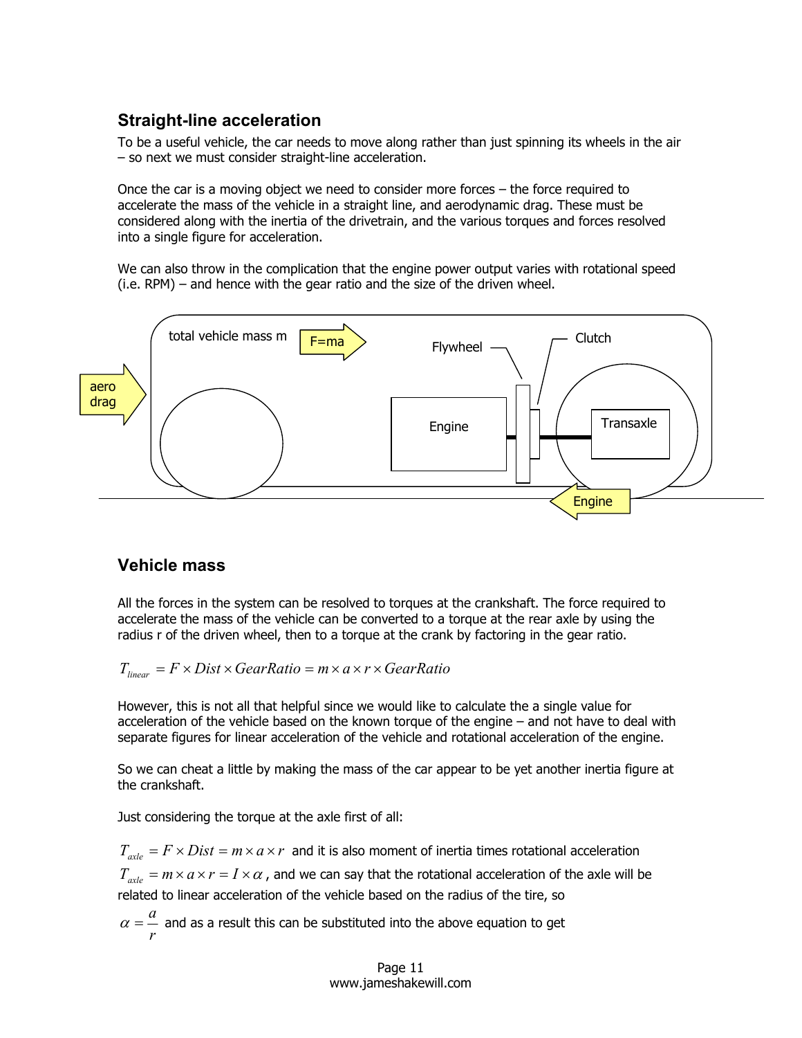## Straight-line acceleration

To be a useful vehicle, the car needs to move along rather than just spinning its wheels in the air – so next we must consider straight-line acceleration.

Once the car is a moving object we need to consider more forces – the force required to accelerate the mass of the vehicle in a straight line, and aerodynamic drag. These must be considered along with the inertia of the drivetrain, and the various torques and forces resolved into a single figure for acceleration.

We can also throw in the complication that the engine power output varies with rotational speed (i.e. RPM) – and hence with the gear ratio and the size of the driven wheel.

## Vehicle mass

All the forces in the system can be resolved to torques at the crankshaft. The force required to accelerate the mass of the vehicle can be converted to a torque at the rear axle by using the radius r of the driven wheel, then to a torque at the crank by factoring in the gear ratio.

$$T_{linear} = F \times Dist \times GearRatio = m \times a \times r \times GearRatio$$

However, this is not all that helpful since we would like to calculate the a single value for acceleration of the vehicle based on the known torque of the engine – and not have to deal with separate figures for linear acceleration of the vehicle and rotational acceleration of the engine.

So we can cheat a little by making the mass of the car appear to be yet another inertia figure at the crankshaft.

Just considering the torque at the axle first of all:

$T_{axle} = F \times Dist = m \times a \times r$ and it is also moment of inertia times rotational acceleration

$T_{axle} = m \times a \times r = I \times \alpha$, and we can say that the rotational acceleration of the axle will be related to linear acceleration of the vehicle based on the radius of the tire, so

$\alpha = \dfrac{a}{r}$ and as a result this can be substituted into the above equation to get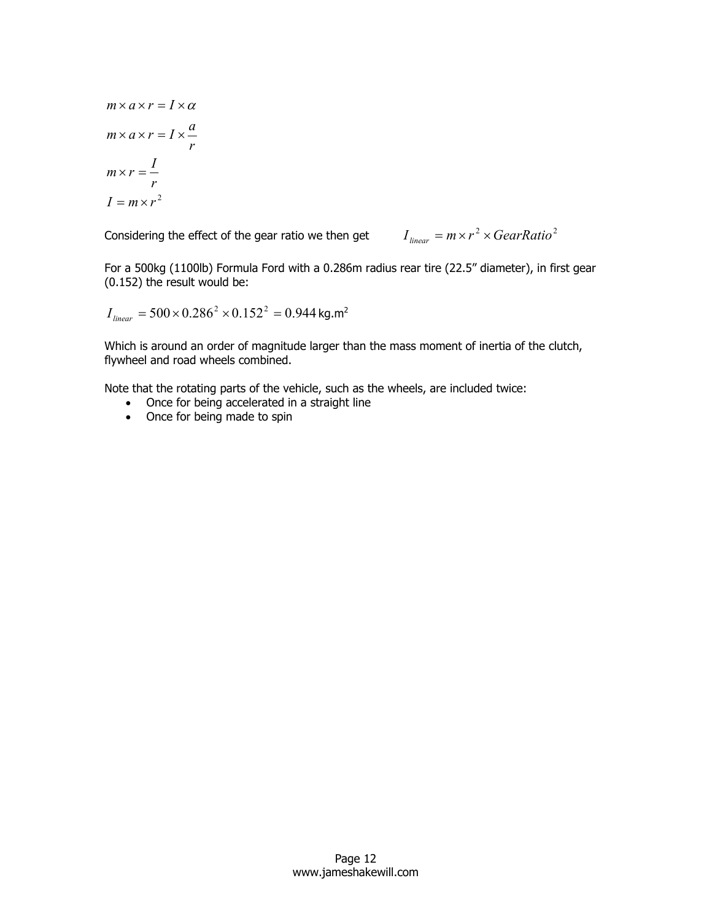$$m \times a \times r = I \times \alpha$$

$$m \times a \times r = I \times \frac{a}{r}$$

$$m \times r = \frac{I}{r}$$

$$I = m \times r^2$$

Considering the effect of the gear ratio we then get $I_{linear} = m \times r^2 \times GearRatio^2$

For a 500kg (1100lb) Formula Ford with a 0.286m radius rear tire (22.5" diameter), in first gear (0.152) the result would be:

$I_{linear} = 500 \times 0.286^2 \times 0.152^2 = 0.944$ kg.m$^2$

Which is around an order of magnitude larger than the mass moment of inertia of the clutch, flywheel and road wheels combined.

Note that the rotating parts of the vehicle, such as the wheels, are included twice:

- Once for being accelerated in a straight line
- Once for being made to spin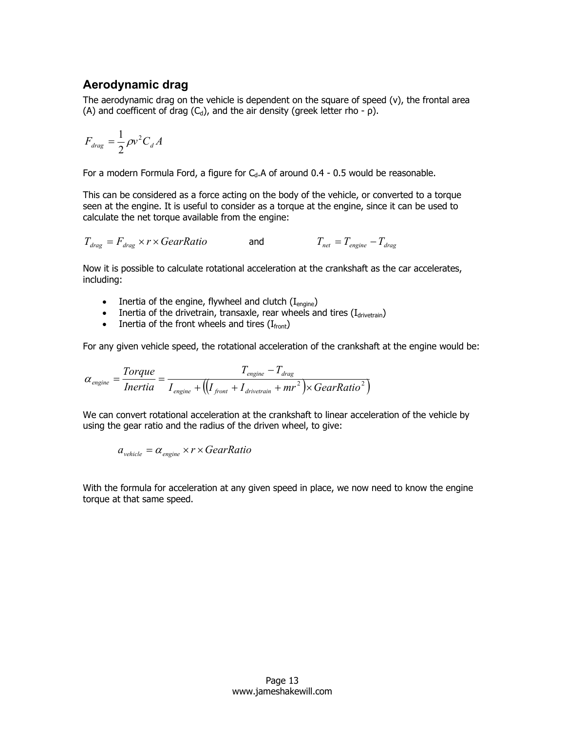## Aerodynamic drag

The aerodynamic drag on the vehicle is dependent on the square of speed (v), the frontal area (A) and coefficent of drag ($C_d$), and the air density (greek letter rho - ρ).

$$F_{drag} = \frac{1}{2}\rho v^2 C_d A$$

For a modern Formula Ford, a figure for $C_d$.A of around 0.4 - 0.5 would be reasonable.

This can be considered as a force acting on the body of the vehicle, or converted to a torque seen at the engine. It is useful to consider as a torque at the engine, since it can be used to calculate the net torque available from the engine:

$$T_{drag} = F_{drag} \times r \times GearRatio \qquad \text{and} \qquad T_{net} = T_{engine} - T_{drag}$$

Now it is possible to calculate rotational acceleration at the crankshaft as the car accelerates, including:

- Inertia of the engine, flywheel and clutch ($I_{engine}$)
- Inertia of the drivetrain, transaxle, rear wheels and tires ($I_{drivetrain}$)
- Inertia of the front wheels and tires ($I_{front}$)

For any given vehicle speed, the rotational acceleration of the crankshaft at the engine would be:

$$\alpha_{engine} = \frac{Torque}{Inertia} = \frac{T_{engine} - T_{drag}}{I_{engine} + \left(\left(I_{front} + I_{drivetrain} + mr^2\right) \times GearRatio^2\right)}$$

We can convert rotational acceleration at the crankshaft to linear acceleration of the vehicle by using the gear ratio and the radius of the driven wheel, to give:

$$a_{vehicle} = \alpha_{engine} \times r \times GearRatio$$

With the formula for acceleration at any given speed in place, we now need to know the engine torque at that same speed.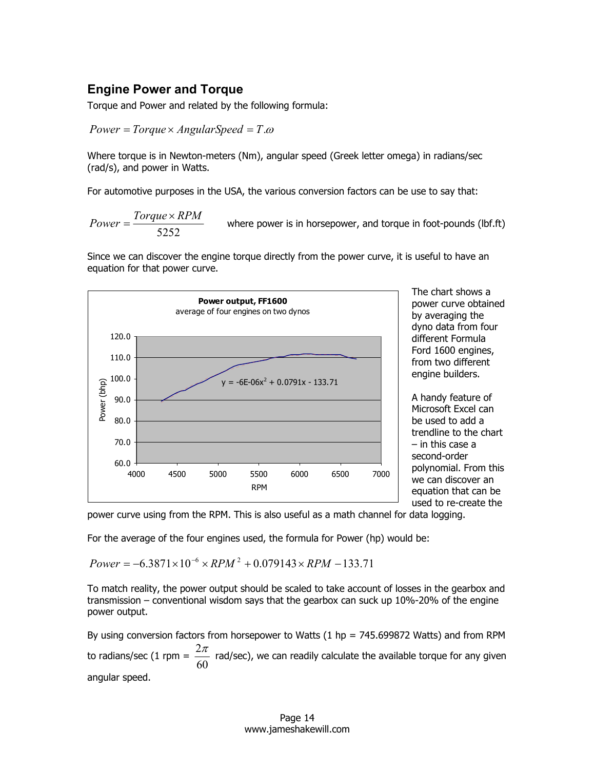## Engine Power and Torque

Torque and Power and related by the following formula:

$$Power = Torque \times AngularSpeed = T.\omega$$

Where torque is in Newton-meters (Nm), angular speed (Greek letter omega) in radians/sec (rad/s), and power in Watts.

For automotive purposes in the USA, the various conversion factors can be use to say that:

$$Power = \frac{Torque \times RPM}{5252}$$ where power is in horsepower, and torque in foot-pounds (lbf.ft)

Since we can discover the engine torque directly from the power curve, it is useful to have an equation for that power curve.

**Power output, FF1600**
average of four engines on two dynos

$y = -6E\text{-}06x^2 + 0.0791x - 133.71$

The chart shows a power curve obtained by averaging the dyno data from four different Formula Ford 1600 engines, from two different engine builders.

A handy feature of Microsoft Excel can be used to add a trendline to the chart – in this case a second-order polynomial. From this we can discover an equation that can be used to re-create the power curve using from the RPM. This is also useful as a math channel for data logging.

For the average of the four engines used, the formula for Power (hp) would be:

$$Power = -6.3871 \times 10^{-6} \times RPM^2 + 0.079143 \times RPM - 133.71$$

To match reality, the power output should be scaled to take account of losses in the gearbox and transmission – conventional wisdom says that the gearbox can suck up 10%-20% of the engine power output.

By using conversion factors from horsepower to Watts (1 hp = 745.699872 Watts) and from RPM to radians/sec (1 rpm = $\frac{2\pi}{60}$ rad/sec), we can readily calculate the available torque for any given angular speed.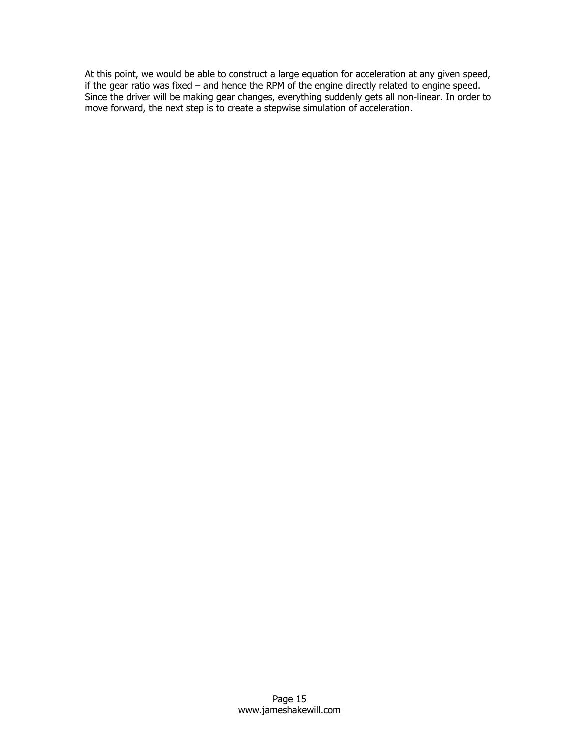At this point, we would be able to construct a large equation for acceleration at any given speed, if the gear ratio was fixed – and hence the RPM of the engine directly related to engine speed. Since the driver will be making gear changes, everything suddenly gets all non-linear. In order to move forward, the next step is to create a stepwise simulation of acceleration.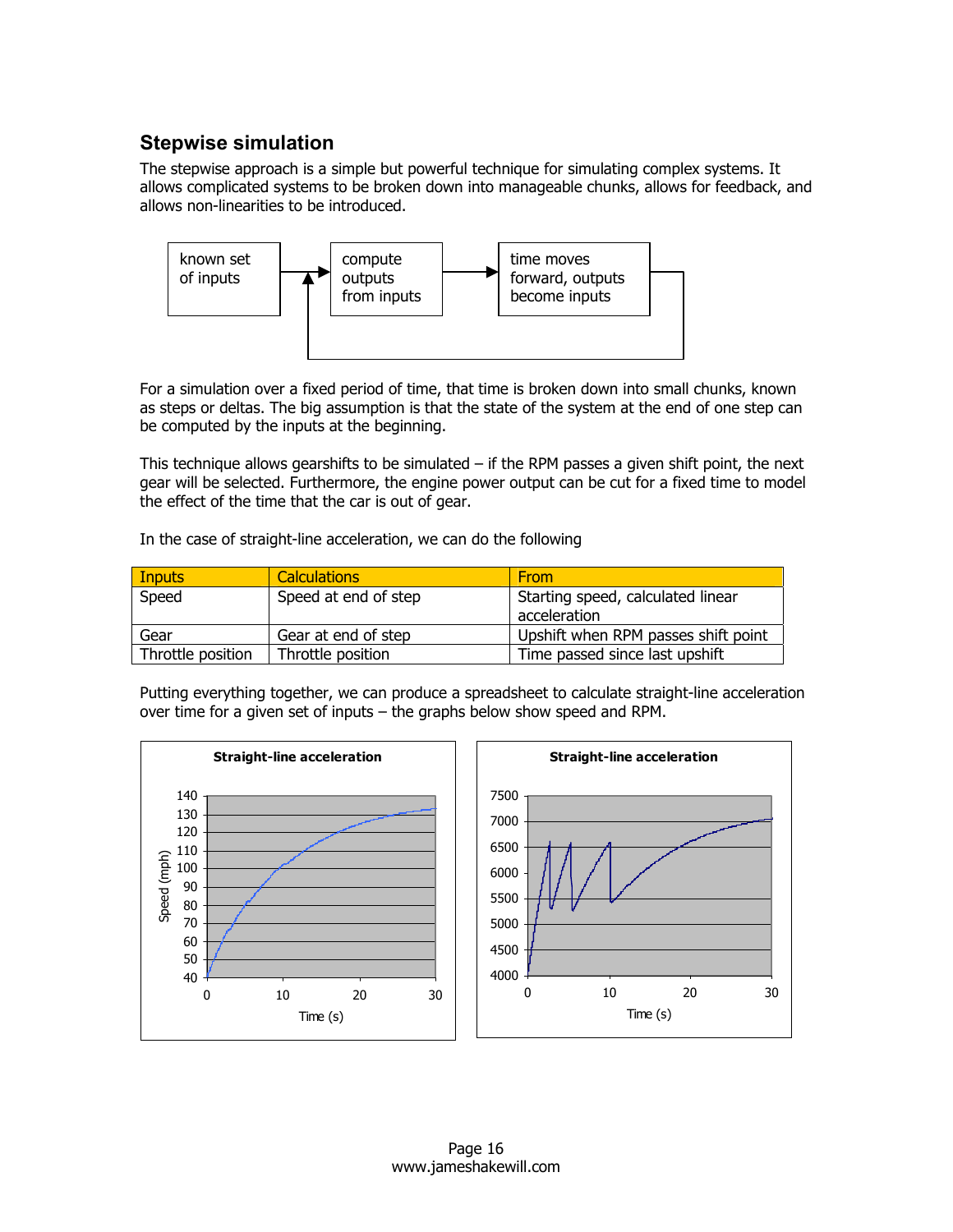## Stepwise simulation

The stepwise approach is a simple but powerful technique for simulating complex systems. It allows complicated systems to be broken down into manageable chunks, allows for feedback, and allows non-linearities to be introduced.

known set of inputs → compute outputs from inputs → time moves forward, outputs become inputs

For a simulation over a fixed period of time, that time is broken down into small chunks, known as steps or deltas. The big assumption is that the state of the system at the end of one step can be computed by the inputs at the beginning.

This technique allows gearshifts to be simulated – if the RPM passes a given shift point, the next gear will be selected. Furthermore, the engine power output can be cut for a fixed time to model the effect of the time that the car is out of gear.

In the case of straight-line acceleration, we can do the following

| Inputs | Calculations | From |
|---|---|---|
| Speed | Speed at end of step | Starting speed, calculated linear acceleration |
| Gear | Gear at end of step | Upshift when RPM passes shift point |
| Throttle position | Throttle position | Time passed since last upshift |

Putting everything together, we can produce a spreadsheet to calculate straight-line acceleration over time for a given set of inputs – the graphs below show speed and RPM.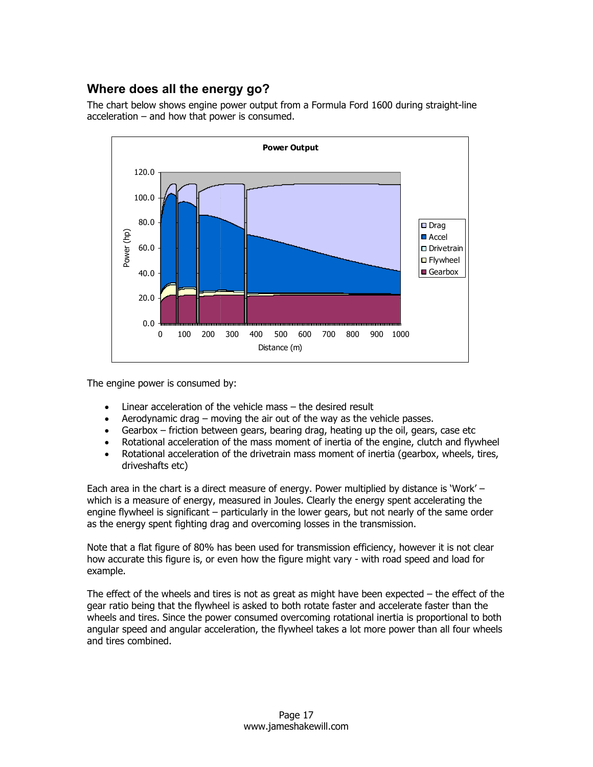## Where does all the energy go?

The chart below shows engine power output from a Formula Ford 1600 during straight-line acceleration – and how that power is consumed.

The engine power is consumed by:

- Linear acceleration of the vehicle mass – the desired result
- Aerodynamic drag – moving the air out of the way as the vehicle passes.
- Gearbox – friction between gears, bearing drag, heating up the oil, gears, case etc
- Rotational acceleration of the mass moment of inertia of the engine, clutch and flywheel
- Rotational acceleration of the drivetrain mass moment of inertia (gearbox, wheels, tires, driveshafts etc)

Each area in the chart is a direct measure of energy. Power multiplied by distance is 'Work' – which is a measure of energy, measured in Joules. Clearly the energy spent accelerating the engine flywheel is significant – particularly in the lower gears, but not nearly of the same order as the energy spent fighting drag and overcoming losses in the transmission.

Note that a flat figure of 80% has been used for transmission efficiency, however it is not clear how accurate this figure is, or even how the figure might vary - with road speed and load for example.

The effect of the wheels and tires is not as great as might have been expected – the effect of the gear ratio being that the flywheel is asked to both rotate faster and accelerate faster than the wheels and tires. Since the power consumed overcoming rotational inertia is proportional to both angular speed and angular acceleration, the flywheel takes a lot more power than all four wheels and tires combined.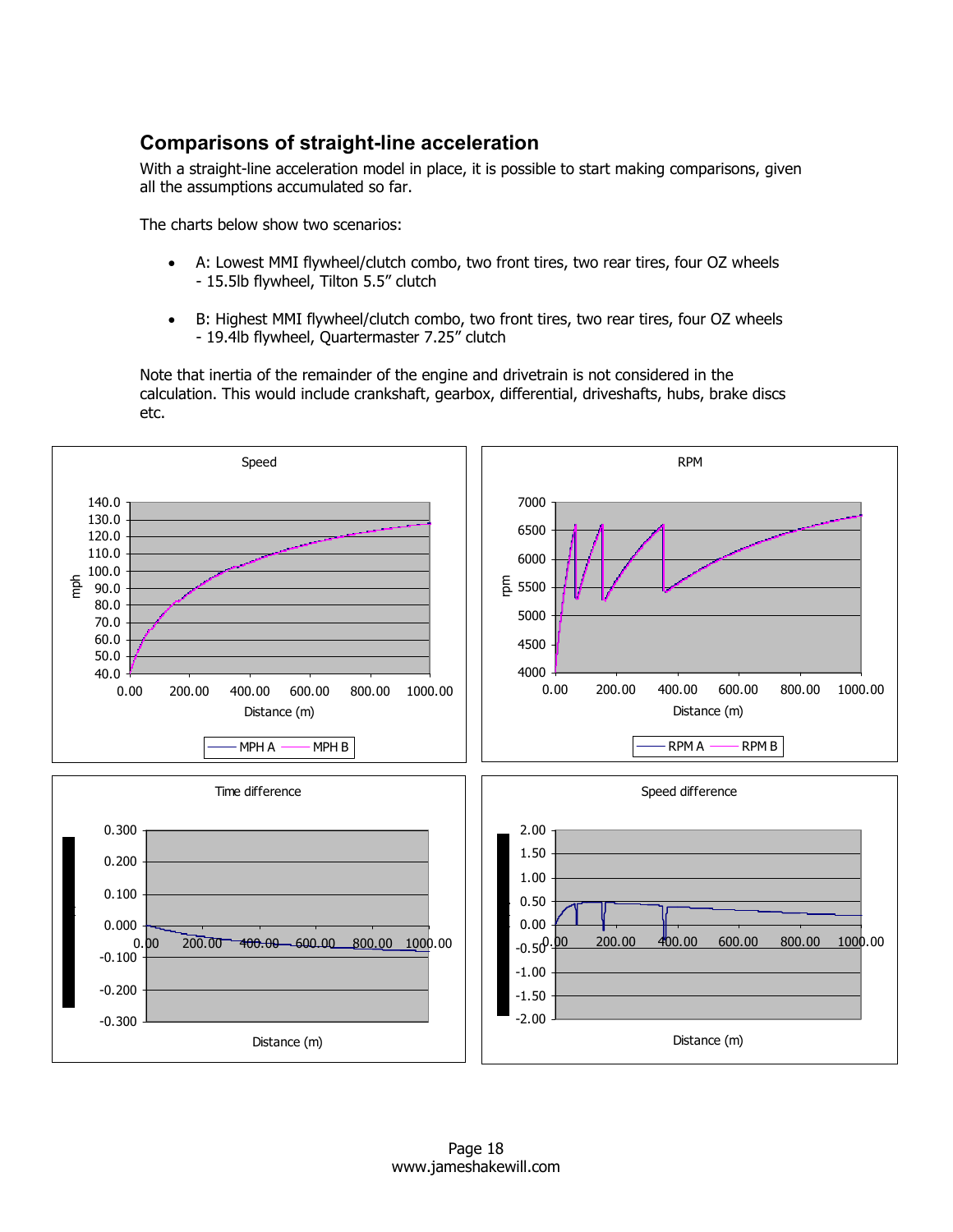## Comparisons of straight-line acceleration

With a straight-line acceleration model in place, it is possible to start making comparisons, given all the assumptions accumulated so far.

The charts below show two scenarios:

- A: Lowest MMI flywheel/clutch combo, two front tires, two rear tires, four OZ wheels - 15.5lb flywheel, Tilton 5.5" clutch
- B: Highest MMI flywheel/clutch combo, two front tires, two rear tires, four OZ wheels - 19.4lb flywheel, Quartermaster 7.25" clutch

Note that inertia of the remainder of the engine and drivetrain is not considered in the calculation. This would include crankshaft, gearbox, differential, driveshafts, hubs, brake discs etc.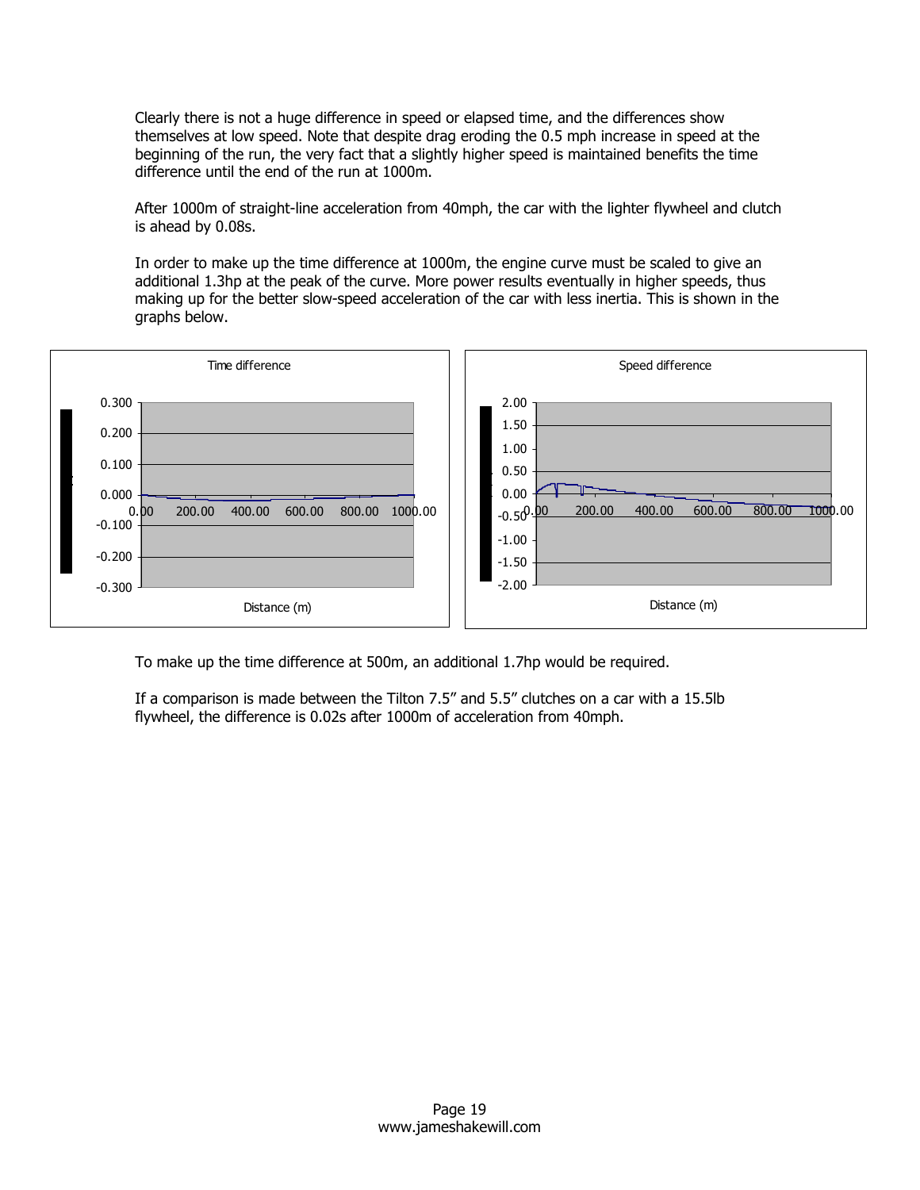Clearly there is not a huge difference in speed or elapsed time, and the differences show themselves at low speed. Note that despite drag eroding the 0.5 mph increase in speed at the beginning of the run, the very fact that a slightly higher speed is maintained benefits the time difference until the end of the run at 1000m.

After 1000m of straight-line acceleration from 40mph, the car with the lighter flywheel and clutch is ahead by 0.08s.

In order to make up the time difference at 1000m, the engine curve must be scaled to give an additional 1.3hp at the peak of the curve. More power results eventually in higher speeds, thus making up for the better slow-speed acceleration of the car with less inertia. This is shown in the graphs below.

Time difference

0.300
0.200
0.100
0.000
-0.100
-0.200
-0.300

0.00 200.00 400.00 600.00 800.00 1000.00

Distance (m)

Speed difference

2.00
1.50
1.00
0.50
0.00
-0.50
-1.00
-1.50
-2.00

0.00 200.00 400.00 600.00 800.00 1000.00

Distance (m)

To make up the time difference at 500m, an additional 1.7hp would be required.

If a comparison is made between the Tilton 7.5" and 5.5" clutches on a car with a 15.5lb flywheel, the difference is 0.02s after 1000m of acceleration from 40mph.